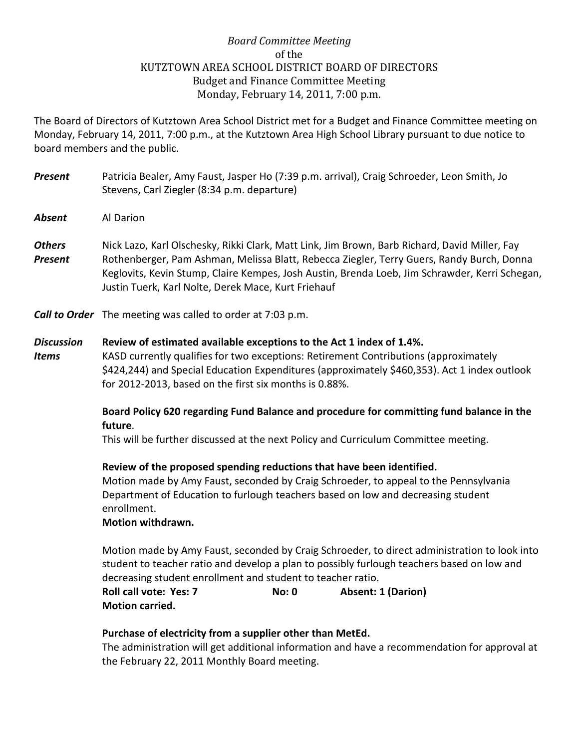*Board Committee Meeting*
of the
KUTZTOWN AREA SCHOOL DISTRICT BOARD OF DIRECTORS
Budget and Finance Committee Meeting
Monday, February 14, 2011, 7:00 p.m.

The Board of Directors of Kutztown Area School District met for a Budget and Finance Committee meeting on Monday, February 14, 2011, 7:00 p.m., at the Kutztown Area High School Library pursuant to due notice to board members and the public.

***Present*** Patricia Bealer, Amy Faust, Jasper Ho (7:39 p.m. arrival), Craig Schroeder, Leon Smith, Jo Stevens, Carl Ziegler (8:34 p.m. departure)

***Absent*** Al Darion

***Others Present*** Nick Lazo, Karl Olschesky, Rikki Clark, Matt Link, Jim Brown, Barb Richard, David Miller, Fay Rothenberger, Pam Ashman, Melissa Blatt, Rebecca Ziegler, Terry Guers, Randy Burch, Donna Keglovits, Kevin Stump, Claire Kempes, Josh Austin, Brenda Loeb, Jim Schrawder, Kerri Schegan, Justin Tuerk, Karl Nolte, Derek Mace, Kurt Friehauf

***Call to Order*** The meeting was called to order at 7:03 p.m.

***Discussion Items***

**Review of estimated available exceptions to the Act 1 index of 1.4%.**
KASD currently qualifies for two exceptions: Retirement Contributions (approximately $424,244) and Special Education Expenditures (approximately $460,353). Act 1 index outlook for 2012-2013, based on the first six months is 0.88%.

**Board Policy 620 regarding Fund Balance and procedure for committing fund balance in the future**.
This will be further discussed at the next Policy and Curriculum Committee meeting.

**Review of the proposed spending reductions that have been identified.**
Motion made by Amy Faust, seconded by Craig Schroeder, to appeal to the Pennsylvania Department of Education to furlough teachers based on low and decreasing student enrollment.
**Motion withdrawn.**

Motion made by Amy Faust, seconded by Craig Schroeder, to direct administration to look into student to teacher ratio and develop a plan to possibly furlough teachers based on low and decreasing student enrollment and student to teacher ratio.
**Roll call vote: Yes: 7 No: 0 Absent: 1 (Darion)**
**Motion carried.**

**Purchase of electricity from a supplier other than MetEd.**
The administration will get additional information and have a recommendation for approval at the February 22, 2011 Monthly Board meeting.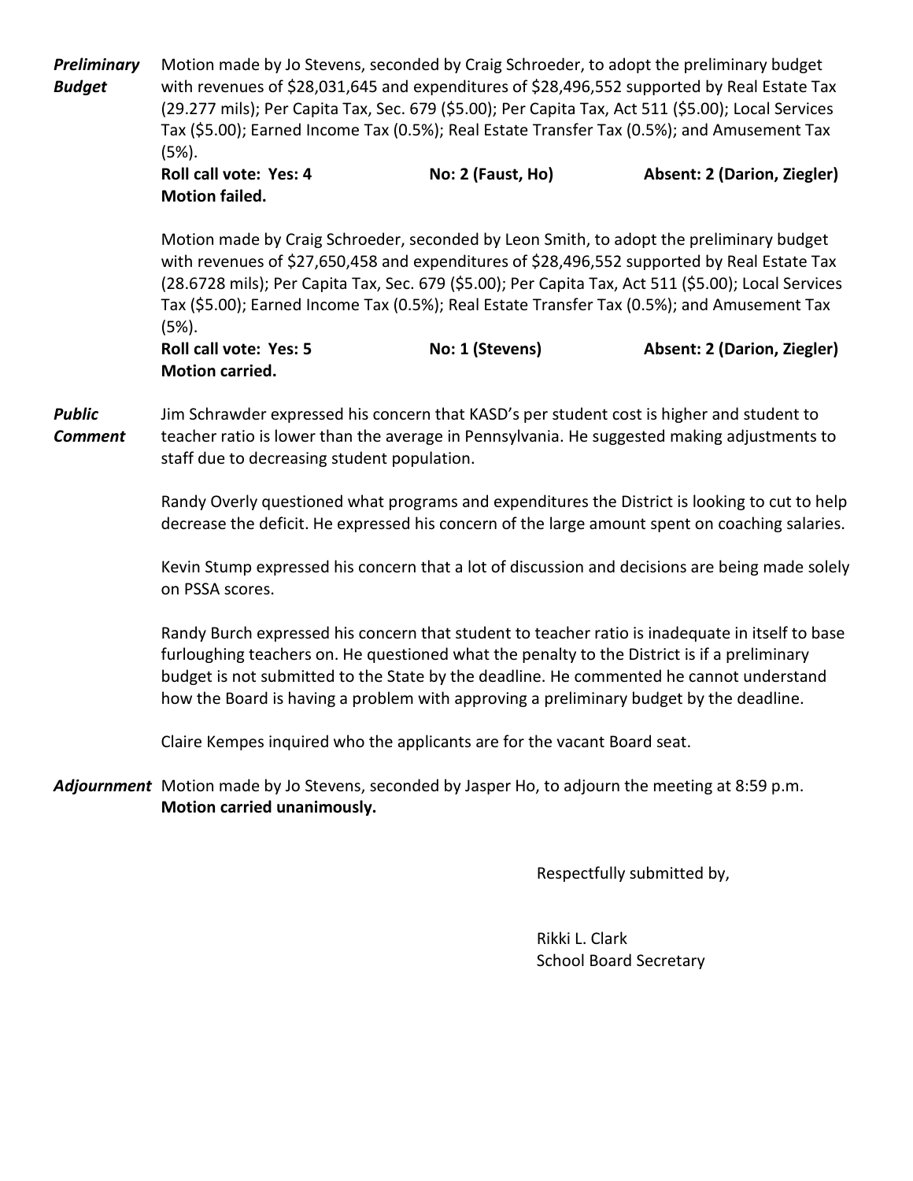***Preliminary Budget***

Motion made by Jo Stevens, seconded by Craig Schroeder, to adopt the preliminary budget with revenues of $28,031,645 and expenditures of $28,496,552 supported by Real Estate Tax (29.277 mils); Per Capita Tax, Sec. 679 ($5.00); Per Capita Tax, Act 511 ($5.00); Local Services Tax ($5.00); Earned Income Tax (0.5%); Real Estate Transfer Tax (0.5%); and Amusement Tax (5%).

**Roll call vote: Yes: 4 No: 2 (Faust, Ho) Absent: 2 (Darion, Ziegler)**
**Motion failed.**

Motion made by Craig Schroeder, seconded by Leon Smith, to adopt the preliminary budget with revenues of $27,650,458 and expenditures of $28,496,552 supported by Real Estate Tax (28.6728 mils); Per Capita Tax, Sec. 679 ($5.00); Per Capita Tax, Act 511 ($5.00); Local Services Tax ($5.00); Earned Income Tax (0.5%); Real Estate Transfer Tax (0.5%); and Amusement Tax (5%).

**Roll call vote: Yes: 5 No: 1 (Stevens) Absent: 2 (Darion, Ziegler)**
**Motion carried.**

***Public Comment***

Jim Schrawder expressed his concern that KASD's per student cost is higher and student to teacher ratio is lower than the average in Pennsylvania. He suggested making adjustments to staff due to decreasing student population.

Randy Overly questioned what programs and expenditures the District is looking to cut to help decrease the deficit. He expressed his concern of the large amount spent on coaching salaries.

Kevin Stump expressed his concern that a lot of discussion and decisions are being made solely on PSSA scores.

Randy Burch expressed his concern that student to teacher ratio is inadequate in itself to base furloughing teachers on. He questioned what the penalty to the District is if a preliminary budget is not submitted to the State by the deadline. He commented he cannot understand how the Board is having a problem with approving a preliminary budget by the deadline.

Claire Kempes inquired who the applicants are for the vacant Board seat.

***Adjournment***

Motion made by Jo Stevens, seconded by Jasper Ho, to adjourn the meeting at 8:59 p.m.
**Motion carried unanimously.**

Respectfully submitted by,

Rikki L. Clark
School Board Secretary